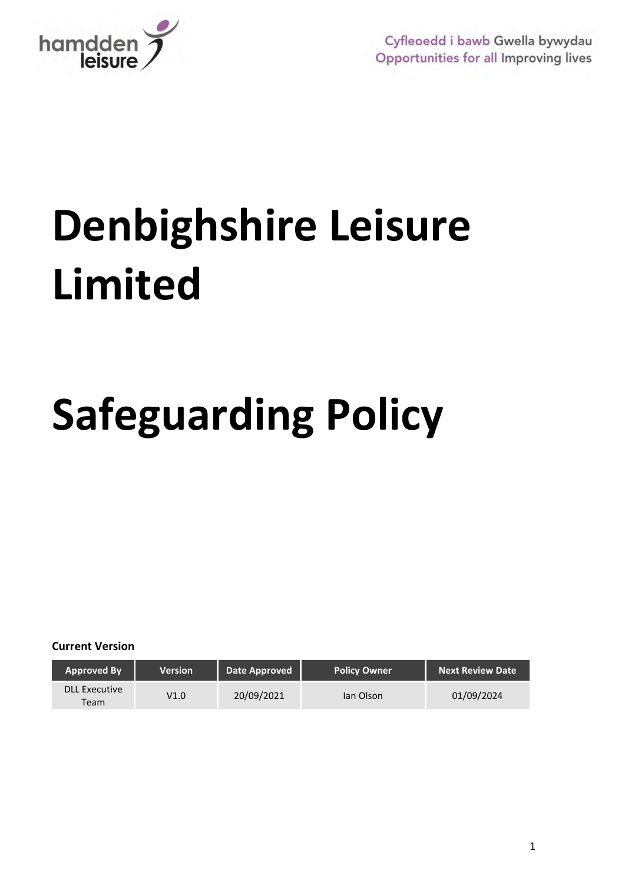hamdden leisure

Cyfleoedd i bawb Gwella bywydau
Opportunities for all Improving lives

# Denbighshire Leisure Limited

# Safeguarding Policy

**Current Version**

| Approved By | Version | Date Approved | Policy Owner | Next Review Date |
|---|---|---|---|---|
| DLL Executive Team | V1.0 | 20/09/2021 | Ian Olson | 01/09/2024 |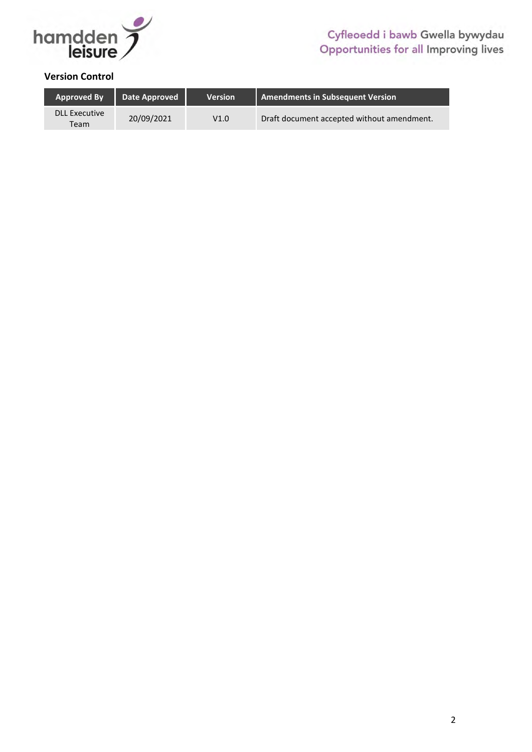### Version Control

| Approved By | Date Approved | Version | Amendments in Subsequent Version |
|---|---|---|---|
| DLL Executive Team | 20/09/2021 | V1.0 | Draft document accepted without amendment. |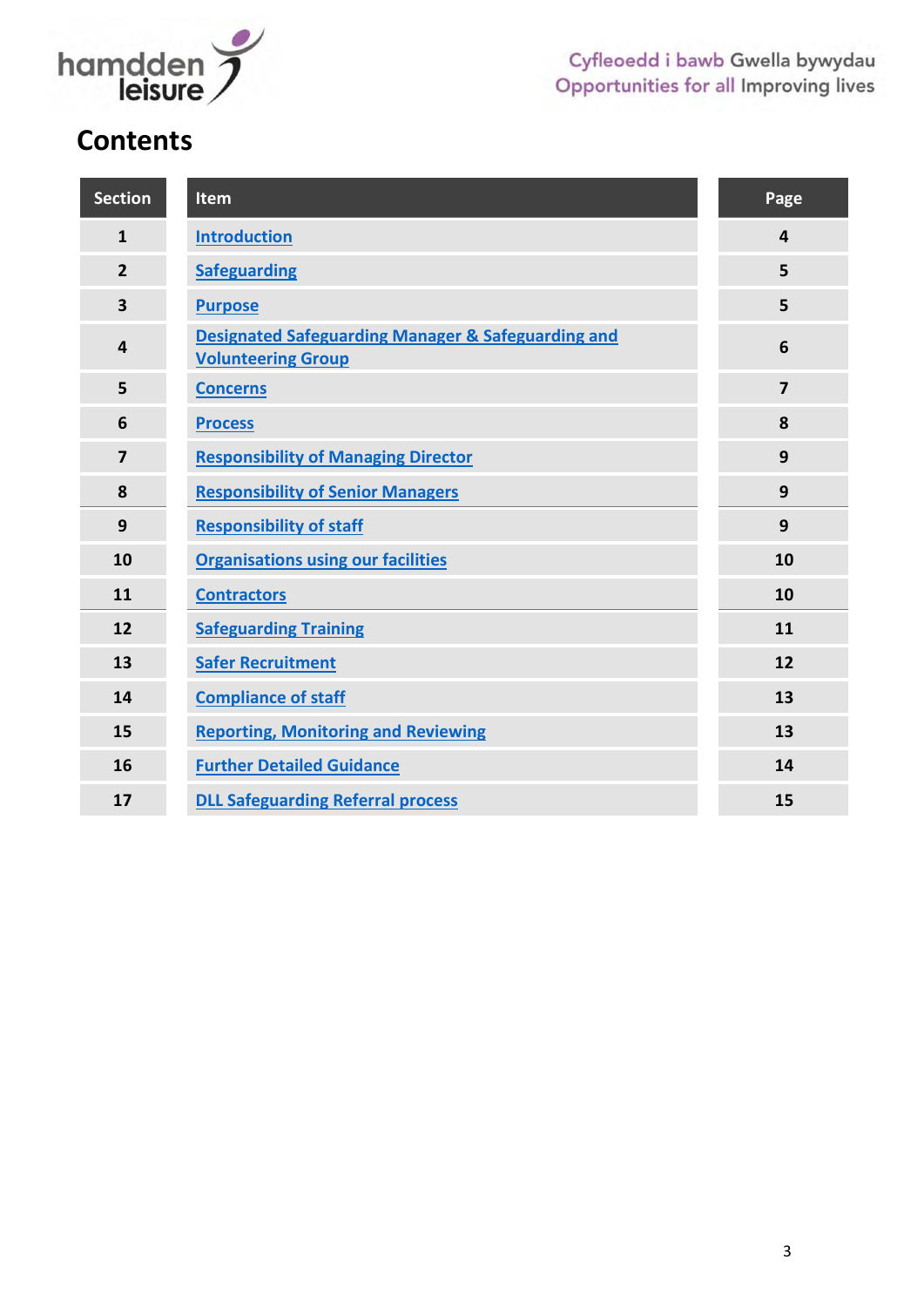# Contents

| Section | Item | Page |
|---|---|---|
| 1 | Introduction | 4 |
| 2 | Safeguarding | 5 |
| 3 | Purpose | 5 |
| 4 | Designated Safeguarding Manager & Safeguarding and Volunteering Group | 6 |
| 5 | Concerns | 7 |
| 6 | Process | 8 |
| 7 | Responsibility of Managing Director | 9 |
| 8 | Responsibility of Senior Managers | 9 |
| 9 | Responsibility of staff | 9 |
| 10 | Organisations using our facilities | 10 |
| 11 | Contractors | 10 |
| 12 | Safeguarding Training | 11 |
| 13 | Safer Recruitment | 12 |
| 14 | Compliance of staff | 13 |
| 15 | Reporting, Monitoring and Reviewing | 13 |
| 16 | Further Detailed Guidance | 14 |
| 17 | DLL Safeguarding Referral process | 15 |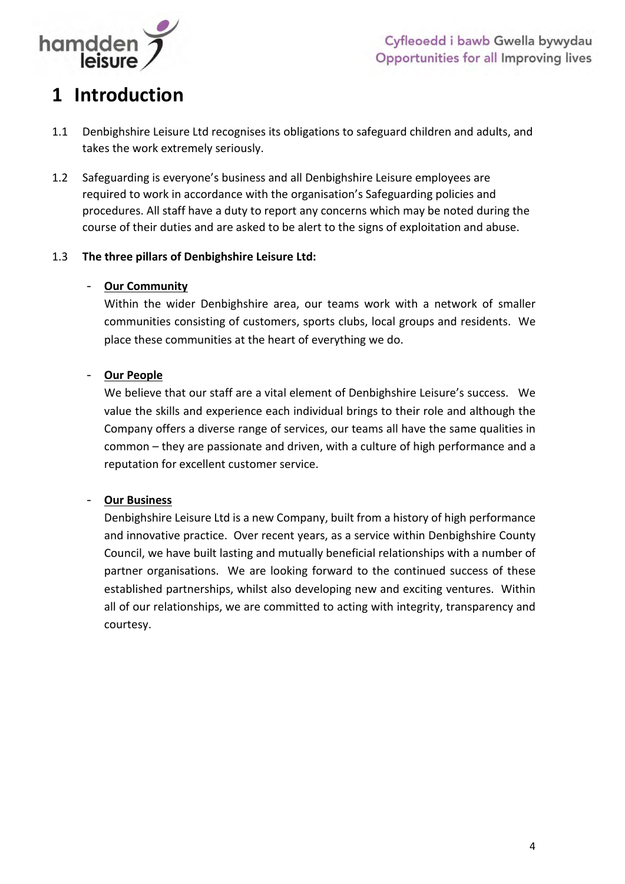# 1 Introduction

1.1 Denbighshire Leisure Ltd recognises its obligations to safeguard children and adults, and takes the work extremely seriously.

1.2 Safeguarding is everyone's business and all Denbighshire Leisure employees are required to work in accordance with the organisation's Safeguarding policies and procedures. All staff have a duty to report any concerns which may be noted during the course of their duties and are asked to be alert to the signs of exploitation and abuse.

1.3 **The three pillars of Denbighshire Leisure Ltd:**

- **Our Community**
  Within the wider Denbighshire area, our teams work with a network of smaller communities consisting of customers, sports clubs, local groups and residents. We place these communities at the heart of everything we do.

- **Our People**
  We believe that our staff are a vital element of Denbighshire Leisure's success. We value the skills and experience each individual brings to their role and although the Company offers a diverse range of services, our teams all have the same qualities in common – they are passionate and driven, with a culture of high performance and a reputation for excellent customer service.

- **Our Business**
  Denbighshire Leisure Ltd is a new Company, built from a history of high performance and innovative practice. Over recent years, as a service within Denbighshire County Council, we have built lasting and mutually beneficial relationships with a number of partner organisations. We are looking forward to the continued success of these established partnerships, whilst also developing new and exciting ventures. Within all of our relationships, we are committed to acting with integrity, transparency and courtesy.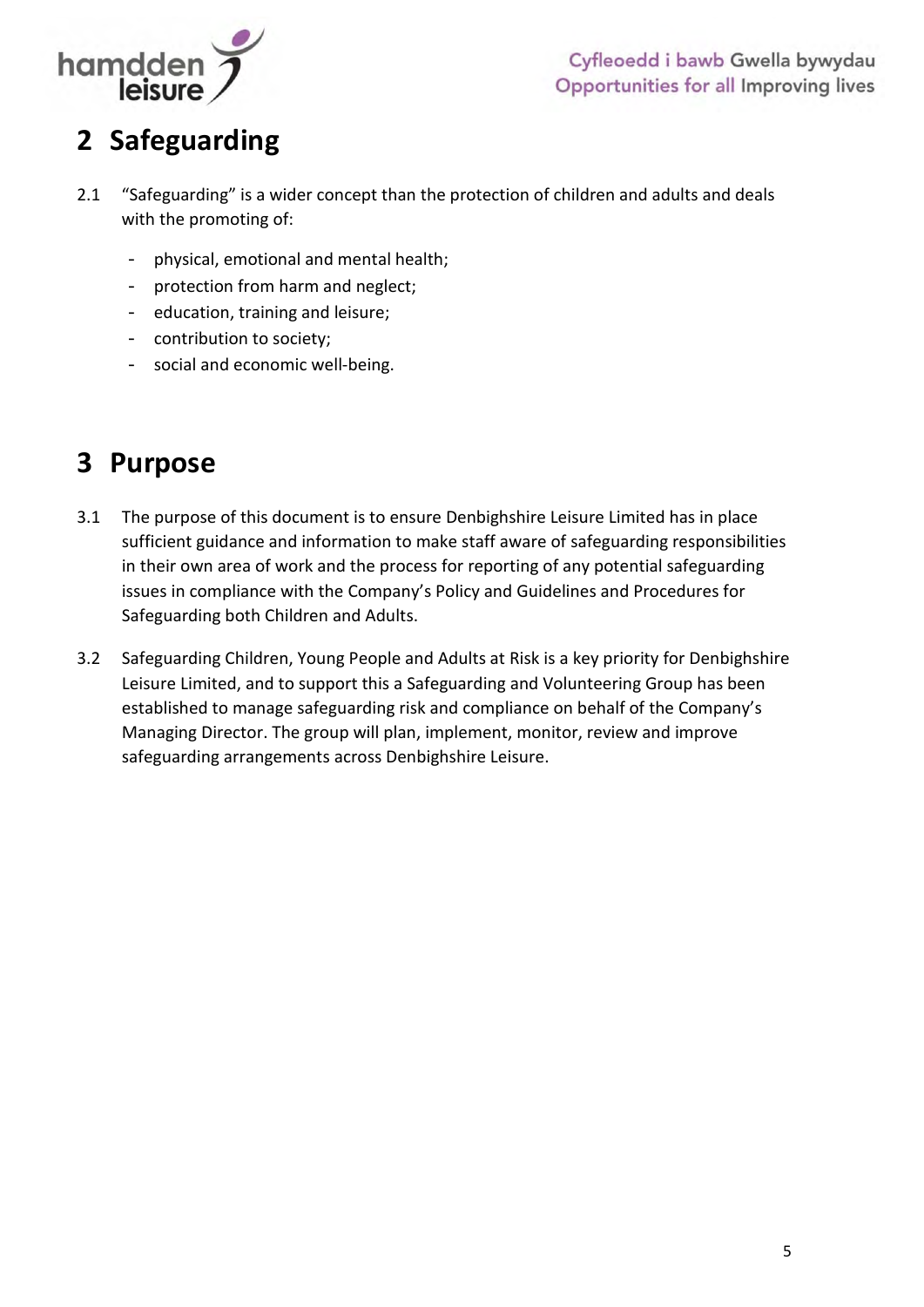# 2 Safeguarding

2.1 "Safeguarding" is a wider concept than the protection of children and adults and deals with the promoting of:

- physical, emotional and mental health;
- protection from harm and neglect;
- education, training and leisure;
- contribution to society;
- social and economic well-being.

# 3 Purpose

3.1 The purpose of this document is to ensure Denbighshire Leisure Limited has in place sufficient guidance and information to make staff aware of safeguarding responsibilities in their own area of work and the process for reporting of any potential safeguarding issues in compliance with the Company's Policy and Guidelines and Procedures for Safeguarding both Children and Adults.

3.2 Safeguarding Children, Young People and Adults at Risk is a key priority for Denbighshire Leisure Limited, and to support this a Safeguarding and Volunteering Group has been established to manage safeguarding risk and compliance on behalf of the Company's Managing Director. The group will plan, implement, monitor, review and improve safeguarding arrangements across Denbighshire Leisure.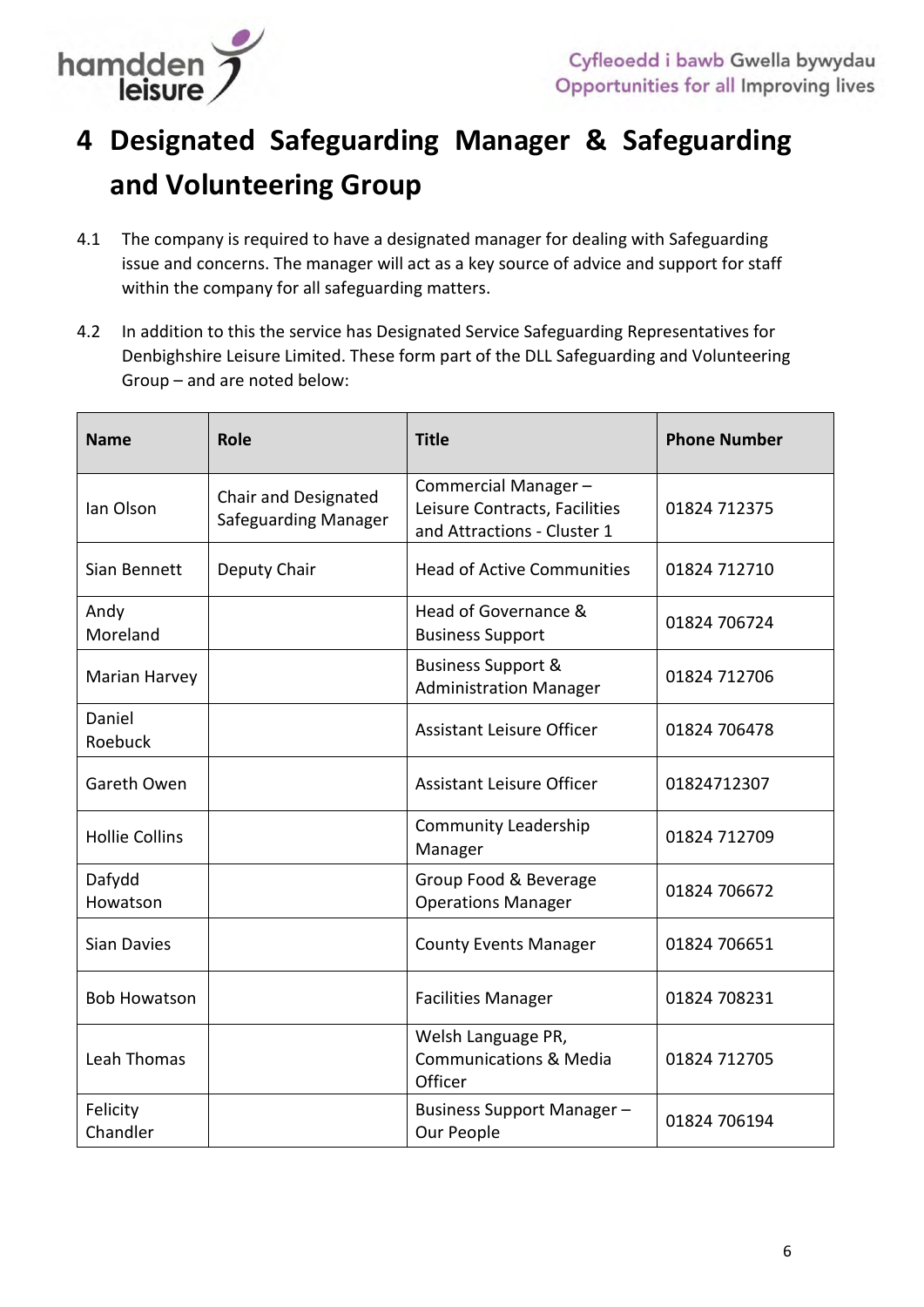# 4 Designated Safeguarding Manager & Safeguarding and Volunteering Group

4.1 The company is required to have a designated manager for dealing with Safeguarding issue and concerns. The manager will act as a key source of advice and support for staff within the company for all safeguarding matters.

4.2 In addition to this the service has Designated Service Safeguarding Representatives for Denbighshire Leisure Limited. These form part of the DLL Safeguarding and Volunteering Group – and are noted below:

| Name | Role | Title | Phone Number |
|---|---|---|---|
| Ian Olson | Chair and Designated Safeguarding Manager | Commercial Manager – Leisure Contracts, Facilities and Attractions - Cluster 1 | 01824 712375 |
| Sian Bennett | Deputy Chair | Head of Active Communities | 01824 712710 |
| Andy Moreland | | Head of Governance & Business Support | 01824 706724 |
| Marian Harvey | | Business Support & Administration Manager | 01824 712706 |
| Daniel Roebuck | | Assistant Leisure Officer | 01824 706478 |
| Gareth Owen | | Assistant Leisure Officer | 01824712307 |
| Hollie Collins | | Community Leadership Manager | 01824 712709 |
| Dafydd Howatson | | Group Food & Beverage Operations Manager | 01824 706672 |
| Sian Davies | | County Events Manager | 01824 706651 |
| Bob Howatson | | Facilities Manager | 01824 708231 |
| Leah Thomas | | Welsh Language PR, Communications & Media Officer | 01824 712705 |
| Felicity Chandler | | Business Support Manager – Our People | 01824 706194 |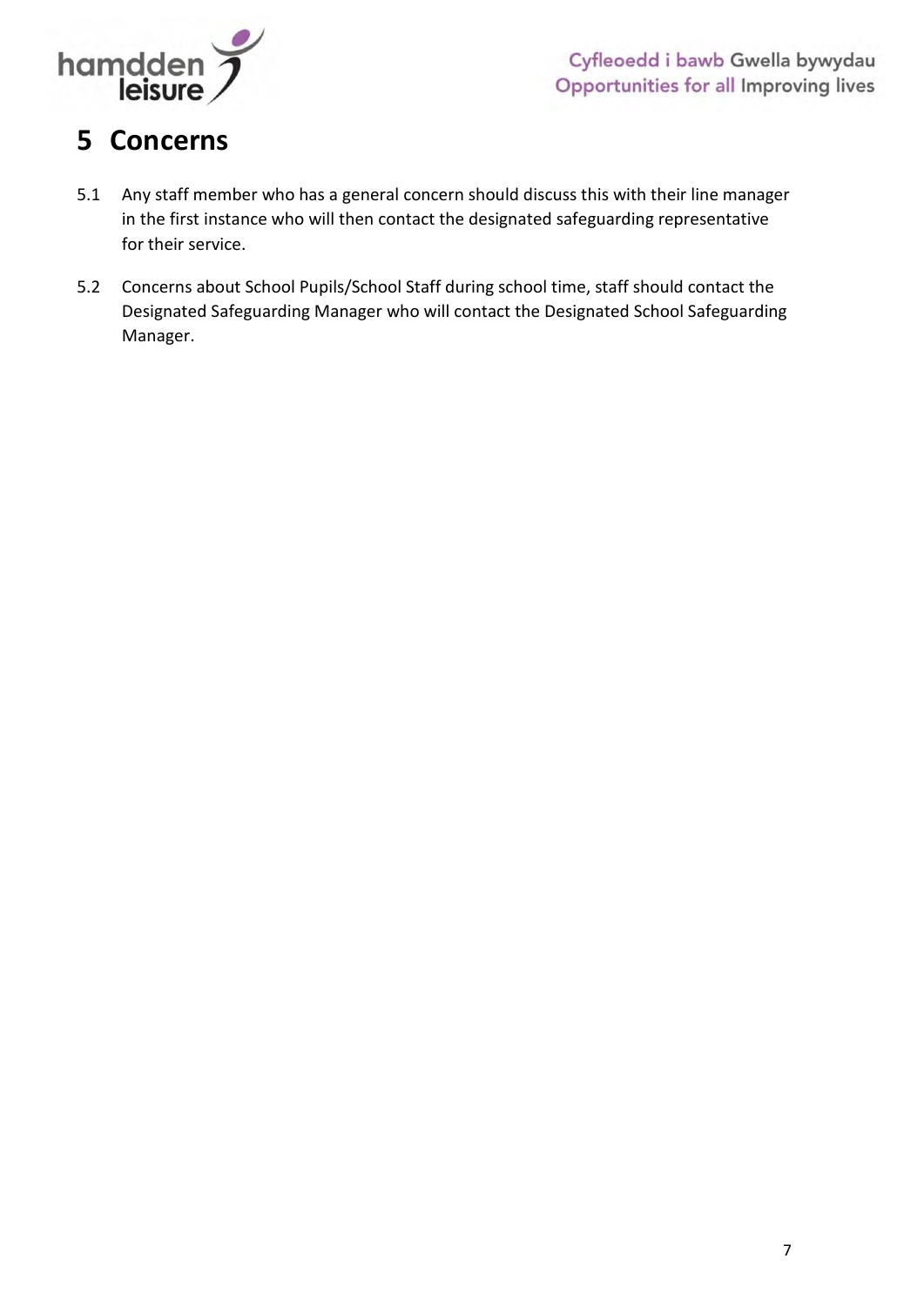# 5 Concerns

5.1 Any staff member who has a general concern should discuss this with their line manager in the first instance who will then contact the designated safeguarding representative for their service.

5.2 Concerns about School Pupils/School Staff during school time, staff should contact the Designated Safeguarding Manager who will contact the Designated School Safeguarding Manager.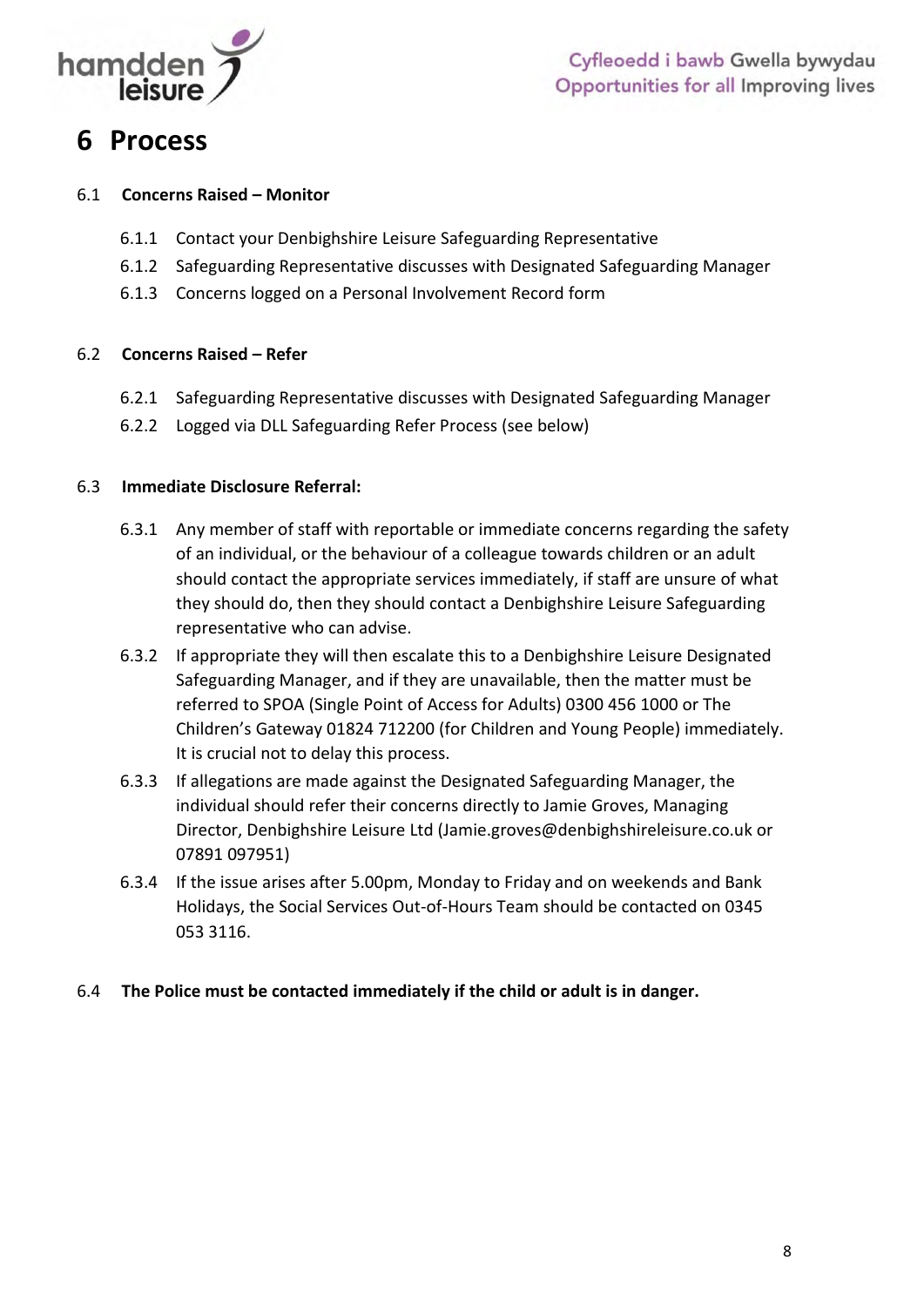# 6 Process

6.1 **Concerns Raised – Monitor**

- 6.1.1 Contact your Denbighshire Leisure Safeguarding Representative
- 6.1.2 Safeguarding Representative discusses with Designated Safeguarding Manager
- 6.1.3 Concerns logged on a Personal Involvement Record form

6.2 **Concerns Raised – Refer**

- 6.2.1 Safeguarding Representative discusses with Designated Safeguarding Manager
- 6.2.2 Logged via DLL Safeguarding Refer Process (see below)

6.3 **Immediate Disclosure Referral:**

- 6.3.1 Any member of staff with reportable or immediate concerns regarding the safety of an individual, or the behaviour of a colleague towards children or an adult should contact the appropriate services immediately, if staff are unsure of what they should do, then they should contact a Denbighshire Leisure Safeguarding representative who can advise.
- 6.3.2 If appropriate they will then escalate this to a Denbighshire Leisure Designated Safeguarding Manager, and if they are unavailable, then the matter must be referred to SPOA (Single Point of Access for Adults) 0300 456 1000 or The Children's Gateway 01824 712200 (for Children and Young People) immediately. It is crucial not to delay this process.
- 6.3.3 If allegations are made against the Designated Safeguarding Manager, the individual should refer their concerns directly to Jamie Groves, Managing Director, Denbighshire Leisure Ltd (Jamie.groves@denbighshireleisure.co.uk or 07891 097951)
- 6.3.4 If the issue arises after 5.00pm, Monday to Friday and on weekends and Bank Holidays, the Social Services Out-of-Hours Team should be contacted on 0345 053 3116.

6.4 **The Police must be contacted immediately if the child or adult is in danger.**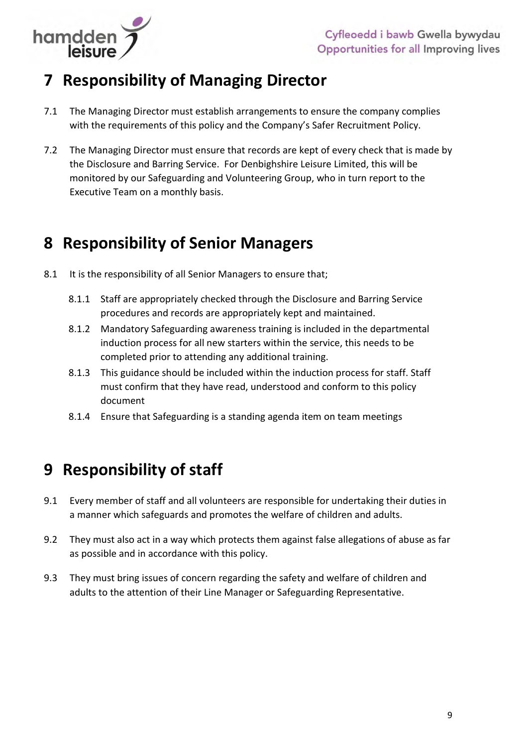# 7 Responsibility of Managing Director

7.1 The Managing Director must establish arrangements to ensure the company complies with the requirements of this policy and the Company's Safer Recruitment Policy.

7.2 The Managing Director must ensure that records are kept of every check that is made by the Disclosure and Barring Service. For Denbighshire Leisure Limited, this will be monitored by our Safeguarding and Volunteering Group, who in turn report to the Executive Team on a monthly basis.

# 8 Responsibility of Senior Managers

8.1 It is the responsibility of all Senior Managers to ensure that;

- 8.1.1 Staff are appropriately checked through the Disclosure and Barring Service procedures and records are appropriately kept and maintained.
- 8.1.2 Mandatory Safeguarding awareness training is included in the departmental induction process for all new starters within the service, this needs to be completed prior to attending any additional training.
- 8.1.3 This guidance should be included within the induction process for staff. Staff must confirm that they have read, understood and conform to this policy document
- 8.1.4 Ensure that Safeguarding is a standing agenda item on team meetings

# 9 Responsibility of staff

9.1 Every member of staff and all volunteers are responsible for undertaking their duties in a manner which safeguards and promotes the welfare of children and adults.

9.2 They must also act in a way which protects them against false allegations of abuse as far as possible and in accordance with this policy.

9.3 They must bring issues of concern regarding the safety and welfare of children and adults to the attention of their Line Manager or Safeguarding Representative.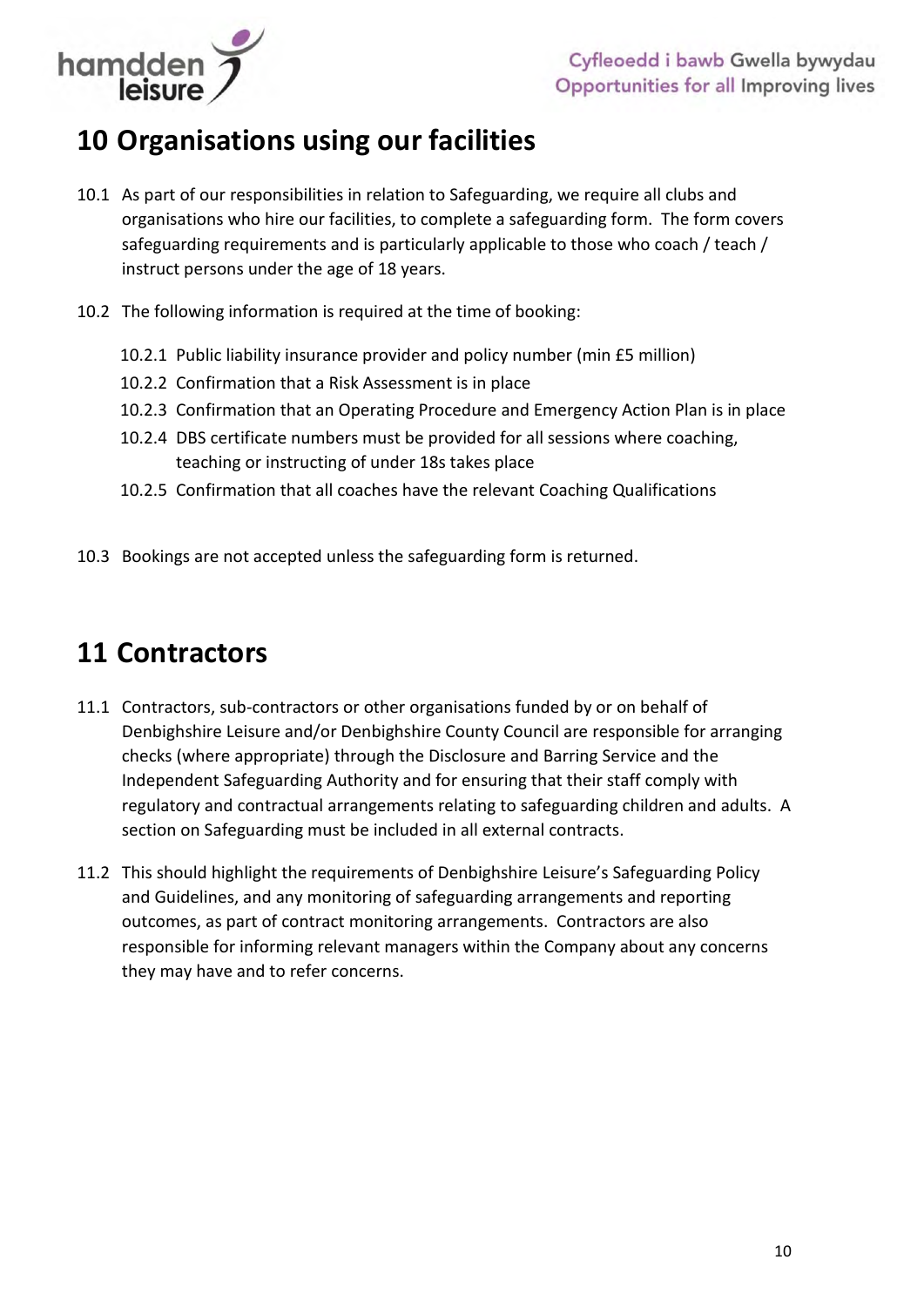# 10 Organisations using our facilities

10.1 As part of our responsibilities in relation to Safeguarding, we require all clubs and organisations who hire our facilities, to complete a safeguarding form. The form covers safeguarding requirements and is particularly applicable to those who coach / teach / instruct persons under the age of 18 years.

10.2 The following information is required at the time of booking:

- 10.2.1 Public liability insurance provider and policy number (min £5 million)
- 10.2.2 Confirmation that a Risk Assessment is in place
- 10.2.3 Confirmation that an Operating Procedure and Emergency Action Plan is in place
- 10.2.4 DBS certificate numbers must be provided for all sessions where coaching, teaching or instructing of under 18s takes place
- 10.2.5 Confirmation that all coaches have the relevant Coaching Qualifications

10.3 Bookings are not accepted unless the safeguarding form is returned.

# 11 Contractors

11.1 Contractors, sub-contractors or other organisations funded by or on behalf of Denbighshire Leisure and/or Denbighshire County Council are responsible for arranging checks (where appropriate) through the Disclosure and Barring Service and the Independent Safeguarding Authority and for ensuring that their staff comply with regulatory and contractual arrangements relating to safeguarding children and adults. A section on Safeguarding must be included in all external contracts.

11.2 This should highlight the requirements of Denbighshire Leisure's Safeguarding Policy and Guidelines, and any monitoring of safeguarding arrangements and reporting outcomes, as part of contract monitoring arrangements. Contractors are also responsible for informing relevant managers within the Company about any concerns they may have and to refer concerns.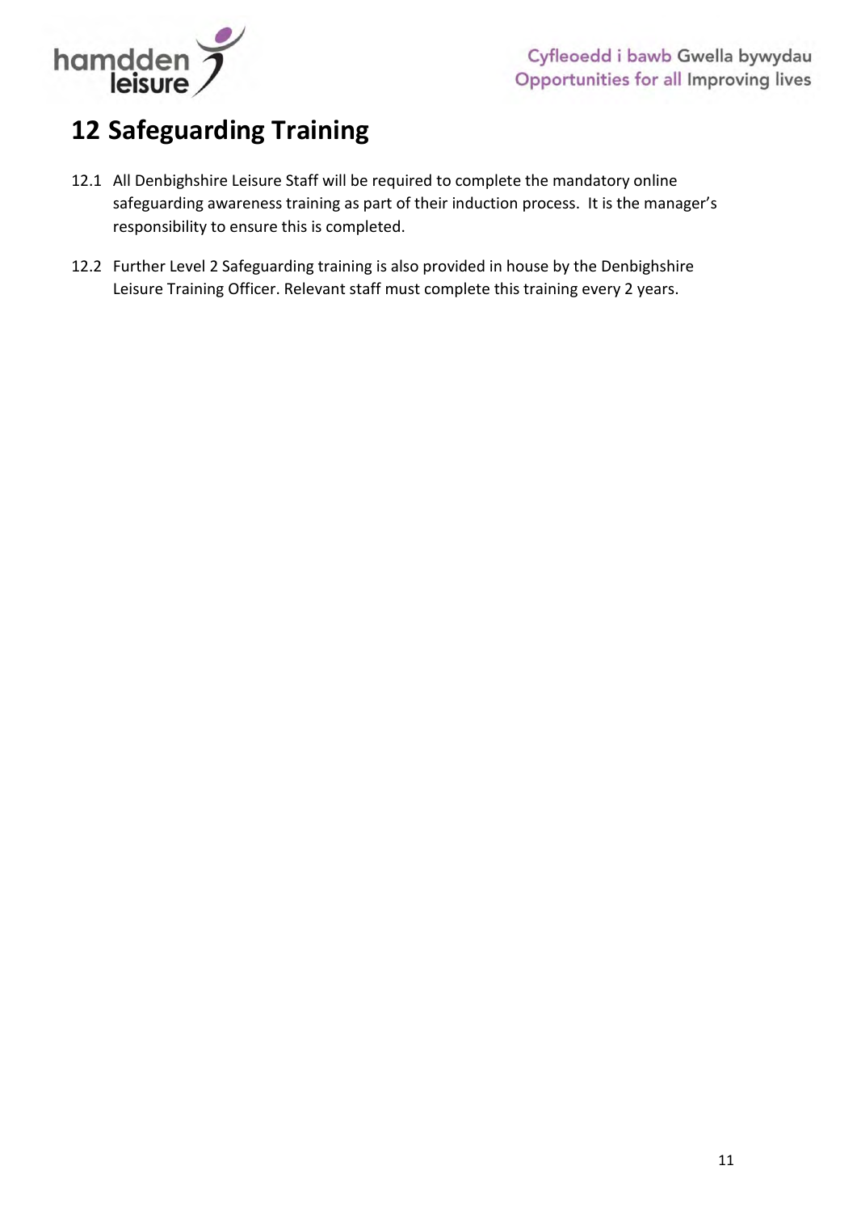# 12 Safeguarding Training

12.1 All Denbighshire Leisure Staff will be required to complete the mandatory online safeguarding awareness training as part of their induction process. It is the manager's responsibility to ensure this is completed.

12.2 Further Level 2 Safeguarding training is also provided in house by the Denbighshire Leisure Training Officer. Relevant staff must complete this training every 2 years.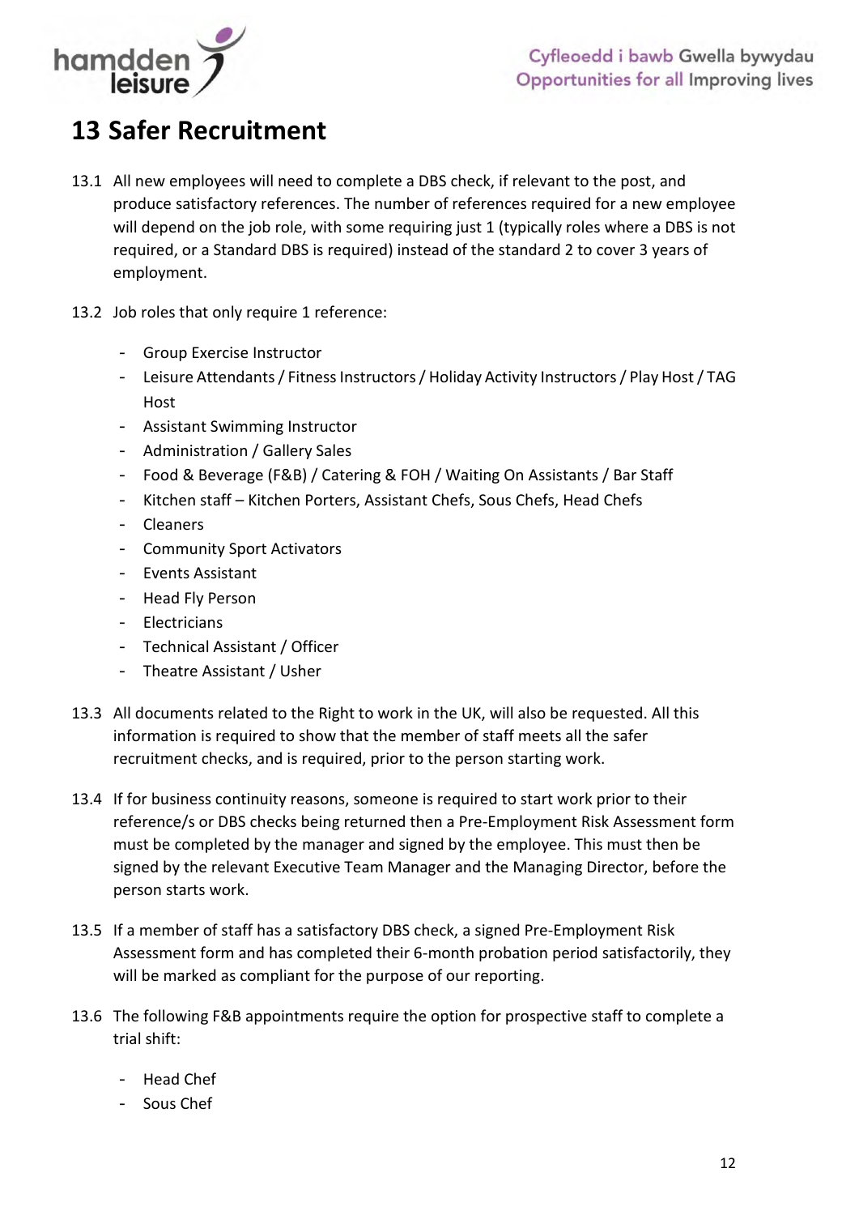# 13 Safer Recruitment

13.1 All new employees will need to complete a DBS check, if relevant to the post, and produce satisfactory references. The number of references required for a new employee will depend on the job role, with some requiring just 1 (typically roles where a DBS is not required, or a Standard DBS is required) instead of the standard 2 to cover 3 years of employment.

13.2 Job roles that only require 1 reference:

- Group Exercise Instructor
- Leisure Attendants / Fitness Instructors / Holiday Activity Instructors / Play Host / TAG Host
- Assistant Swimming Instructor
- Administration / Gallery Sales
- Food & Beverage (F&B) / Catering & FOH / Waiting On Assistants / Bar Staff
- Kitchen staff – Kitchen Porters, Assistant Chefs, Sous Chefs, Head Chefs
- Cleaners
- Community Sport Activators
- Events Assistant
- Head Fly Person
- Electricians
- Technical Assistant / Officer
- Theatre Assistant / Usher

13.3 All documents related to the Right to work in the UK, will also be requested. All this information is required to show that the member of staff meets all the safer recruitment checks, and is required, prior to the person starting work.

13.4 If for business continuity reasons, someone is required to start work prior to their reference/s or DBS checks being returned then a Pre-Employment Risk Assessment form must be completed by the manager and signed by the employee. This must then be signed by the relevant Executive Team Manager and the Managing Director, before the person starts work.

13.5 If a member of staff has a satisfactory DBS check, a signed Pre-Employment Risk Assessment form and has completed their 6-month probation period satisfactorily, they will be marked as compliant for the purpose of our reporting.

13.6 The following F&B appointments require the option for prospective staff to complete a trial shift:

- Head Chef
- Sous Chef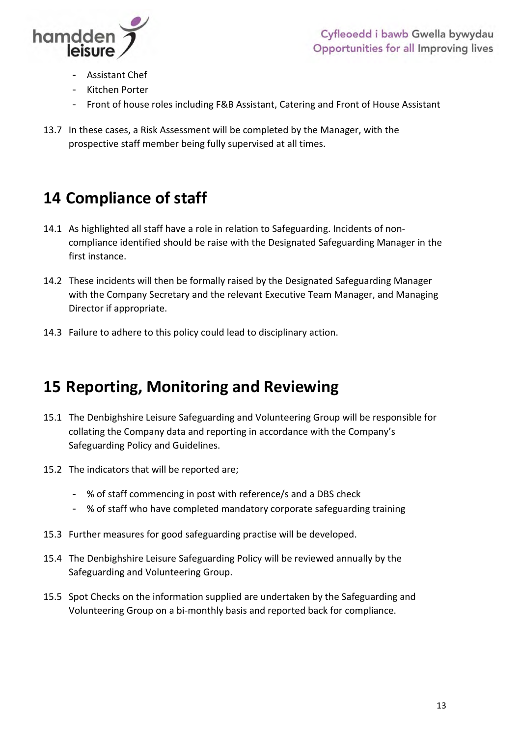- Assistant Chef
- Kitchen Porter
- Front of house roles including F&B Assistant, Catering and Front of House Assistant

13.7 In these cases, a Risk Assessment will be completed by the Manager, with the prospective staff member being fully supervised at all times.

# 14 Compliance of staff

14.1 As highlighted all staff have a role in relation to Safeguarding. Incidents of non-compliance identified should be raise with the Designated Safeguarding Manager in the first instance.

14.2 These incidents will then be formally raised by the Designated Safeguarding Manager with the Company Secretary and the relevant Executive Team Manager, and Managing Director if appropriate.

14.3 Failure to adhere to this policy could lead to disciplinary action.

# 15 Reporting, Monitoring and Reviewing

15.1 The Denbighshire Leisure Safeguarding and Volunteering Group will be responsible for collating the Company data and reporting in accordance with the Company's Safeguarding Policy and Guidelines.

15.2 The indicators that will be reported are;

- % of staff commencing in post with reference/s and a DBS check
- % of staff who have completed mandatory corporate safeguarding training

15.3 Further measures for good safeguarding practise will be developed.

15.4 The Denbighshire Leisure Safeguarding Policy will be reviewed annually by the Safeguarding and Volunteering Group.

15.5 Spot Checks on the information supplied are undertaken by the Safeguarding and Volunteering Group on a bi-monthly basis and reported back for compliance.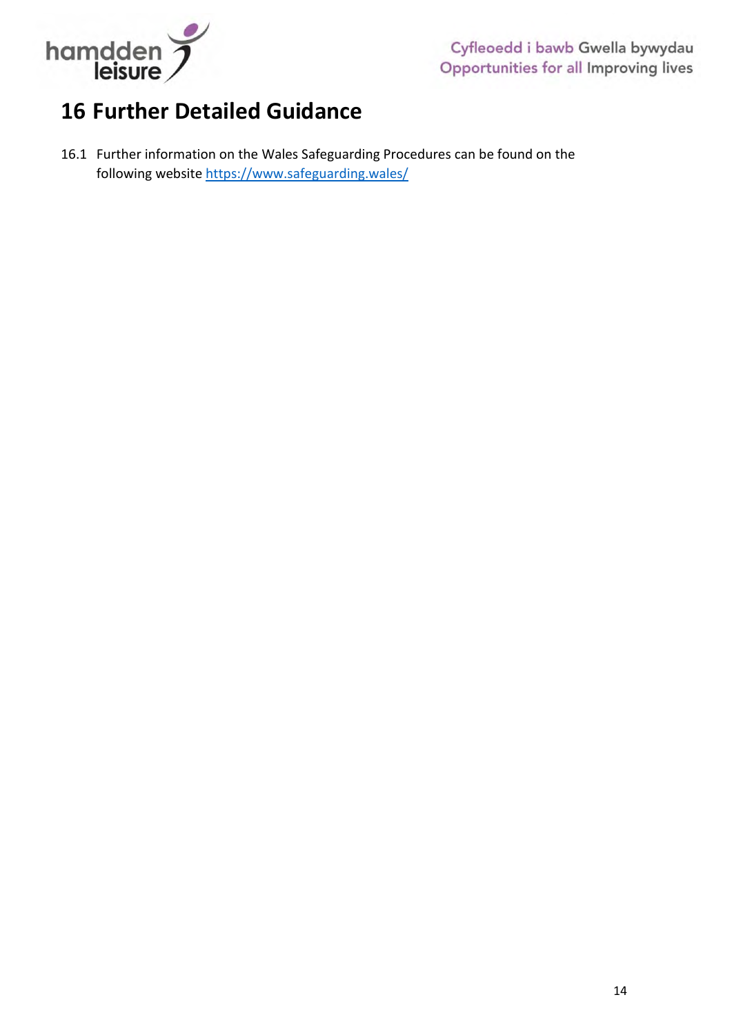# 16 Further Detailed Guidance

16.1 Further information on the Wales Safeguarding Procedures can be found on the following website https://www.safeguarding.wales/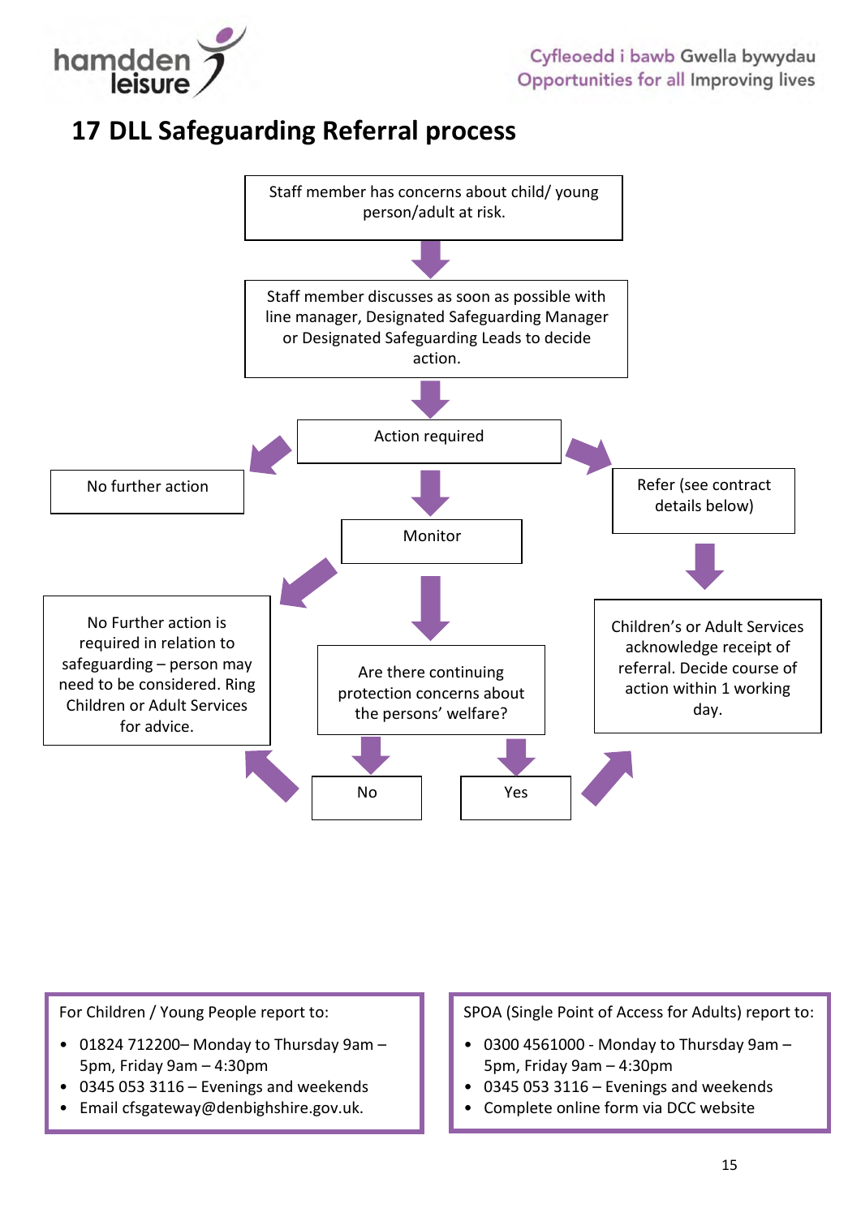# 17 DLL Safeguarding Referral process

Staff member has concerns about child/ young person/adult at risk.

Staff member discusses as soon as possible with line manager, Designated Safeguarding Manager or Designated Safeguarding Leads to decide action.

Action required

No further action

Refer (see contract details below)

Monitor

No Further action is required in relation to safeguarding – person may need to be considered. Ring Children or Adult Services for advice.

Are there continuing protection concerns about the persons' welfare?

Children's or Adult Services acknowledge receipt of referral. Decide course of action within 1 working day.

No

Yes

For Children / Young People report to:

- 01824 712200– Monday to Thursday 9am – 5pm, Friday 9am – 4:30pm
- 0345 053 3116 – Evenings and weekends
- Email cfsgateway@denbighshire.gov.uk.

SPOA (Single Point of Access for Adults) report to:

- 0300 4561000 - Monday to Thursday 9am – 5pm, Friday 9am – 4:30pm
- 0345 053 3116 – Evenings and weekends
- Complete online form via DCC website